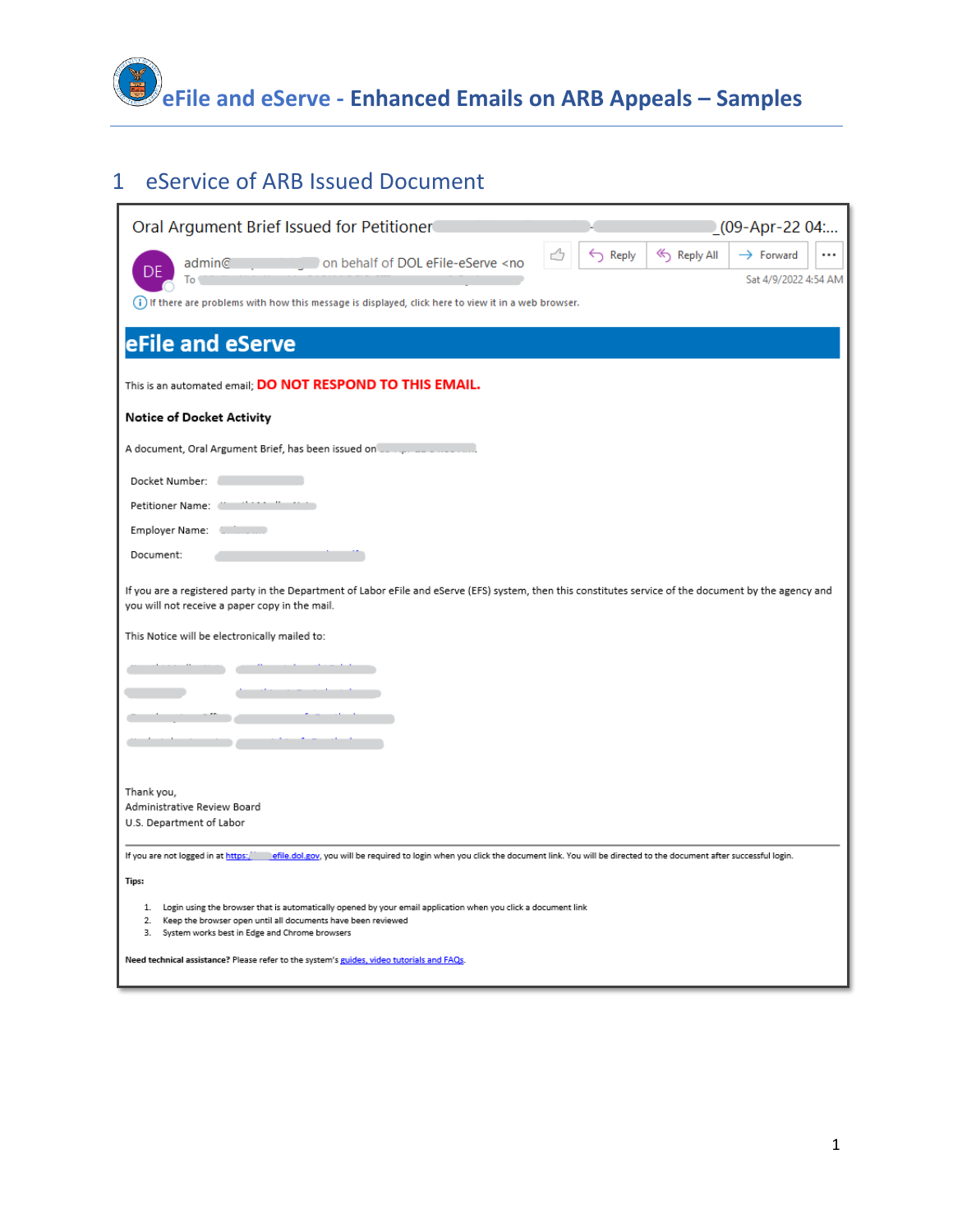# eFile and eServe - Enhanced Emails on ARB Appeals – Samples

## 1 eService of ARB Issued Document

Oral Argument Brief Issued for Petitioner _(09-Apr-22 04:...

admin@ on behalf of DOL eFile-eServe <no

To

Reply | Reply All | Forward | ...

Sat 4/9/2022 4:54 AM

If there are problems with how this message is displayed, click here to view it in a web browser.

**eFile and eServe**

This is an automated email; **DO NOT RESPOND TO THIS EMAIL.**

**Notice of Docket Activity**

A document, Oral Argument Brief, has been issued on

Docket Number:

Petitioner Name:

Employer Name:

Document:

If you are a registered party in the Department of Labor eFile and eServe (EFS) system, then this constitutes service of the document by the agency and you will not receive a paper copy in the mail.

This Notice will be electronically mailed to:

Thank you,
Administrative Review Board
U.S. Department of Labor

If you are not logged in at https:// efile.dol.gov, you will be required to login when you click the document link. You will be directed to the document after successful login.

**Tips:**

1. Login using the browser that is automatically opened by your email application when you click a document link
2. Keep the browser open until all documents have been reviewed
3. System works best in Edge and Chrome browsers

**Need technical assistance?** Please refer to the system's guides, video tutorials and FAQs.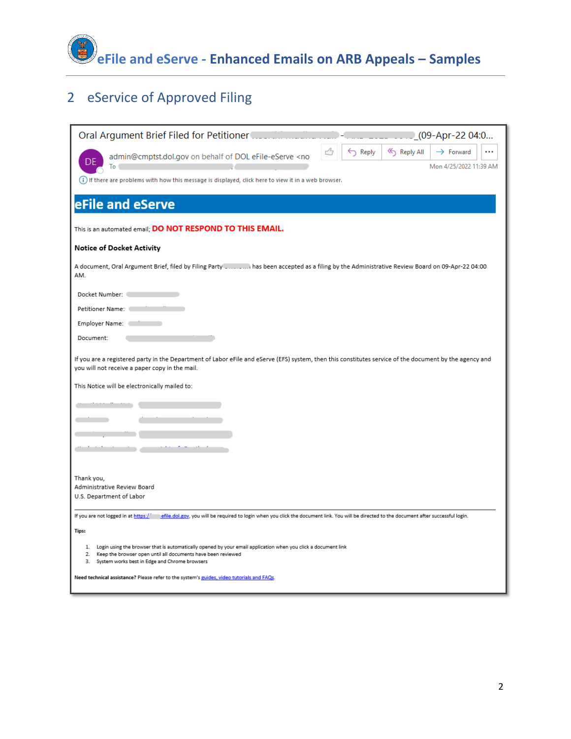## 2 eService of Approved Filing

Oral Argument Brief Filed for Petitioner - _(09-Apr-22 04:0...

admin@cmptst.dol.gov on behalf of DOL eFile-eServe <no

To

Reply | Reply All | Forward | ...

Mon 4/25/2022 11:39 AM

If there are problems with how this message is displayed, click here to view it in a web browser.

**eFile and eServe**

This is an automated email; **DO NOT RESPOND TO THIS EMAIL.**

**Notice of Docket Activity**

A document, Oral Argument Brief, filed by Filing Party has been accepted as a filing by the Administrative Review Board on 09-Apr-22 04:00 AM.

Docket Number:

Petitioner Name:

Employer Name:

Document:

If you are a registered party in the Department of Labor eFile and eServe (EFS) system, then this constitutes service of the document by the agency and you will not receive a paper copy in the mail.

This Notice will be electronically mailed to:

Thank you,
Administrative Review Board
U.S. Department of Labor

If you are not logged in at https:// efile.dol.gov, you will be required to login when you click the document link. You will be directed to the document after successful login.

**Tips:**

1. Login using the browser that is automatically opened by your email application when you click a document link
2. Keep the browser open until all documents have been reviewed
3. System works best in Edge and Chrome browsers

**Need technical assistance?** Please refer to the system's guides, video tutorials and FAQs.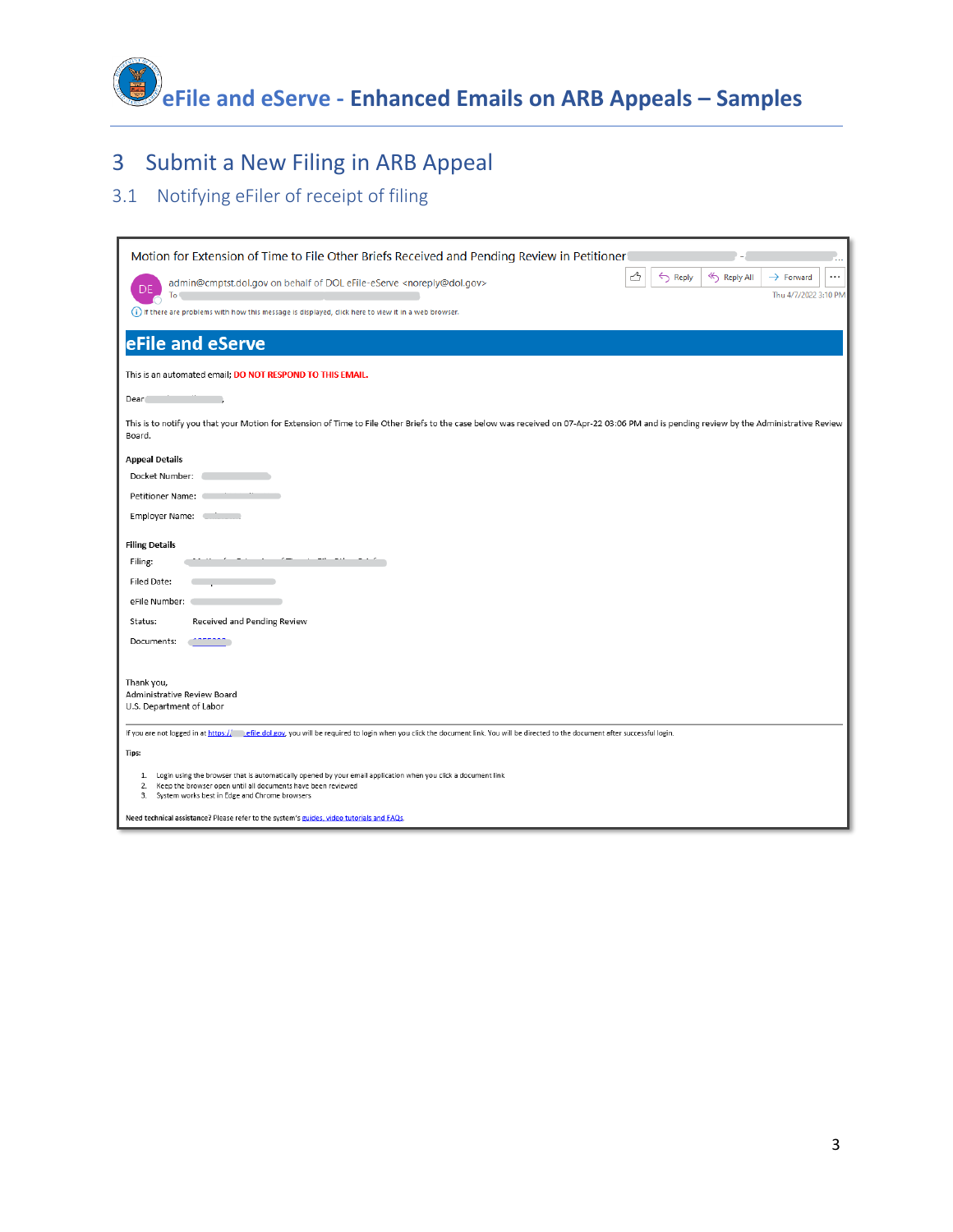## 3 Submit a New Filing in ARB Appeal

### 3.1 Notifying eFiler of receipt of filing

Motion for Extension of Time to File Other Briefs Received and Pending Review in Petitioner -

admin@cmptst.dol.gov on behalf of DOL eFile-eServe <noreply@dol.gov>

To

Thu 4/7/2022 3:10 PM

If there are problems with how this message is displayed, click here to view it in a web browser.

**eFile and eServe**

This is an automated email; DO NOT RESPOND TO THIS EMAIL.

Dear ,

This is to notify you that your Motion for Extension of Time to File Other Briefs to the case below was received on 07-Apr-22 03:06 PM and is pending review by the Administrative Review Board.

**Appeal Details**

Docket Number:

Petitioner Name:

Employer Name:

**Filing Details**

Filing:

Filed Date:

eFile Number:

Status: Received and Pending Review

Documents:

Thank you,
Administrative Review Board
U.S. Department of Labor

If you are not logged in at https://efile.dol.gov, you will be required to login when you click the document link. You will be directed to the document after successful login.

**Tips:**

1. Login using the browser that is automatically opened by your email application when you click a document link
2. Keep the browser open until all documents have been reviewed
3. System works best in Edge and Chrome browsers

**Need technical assistance?** Please refer to the system's guides, video tutorials and FAQs.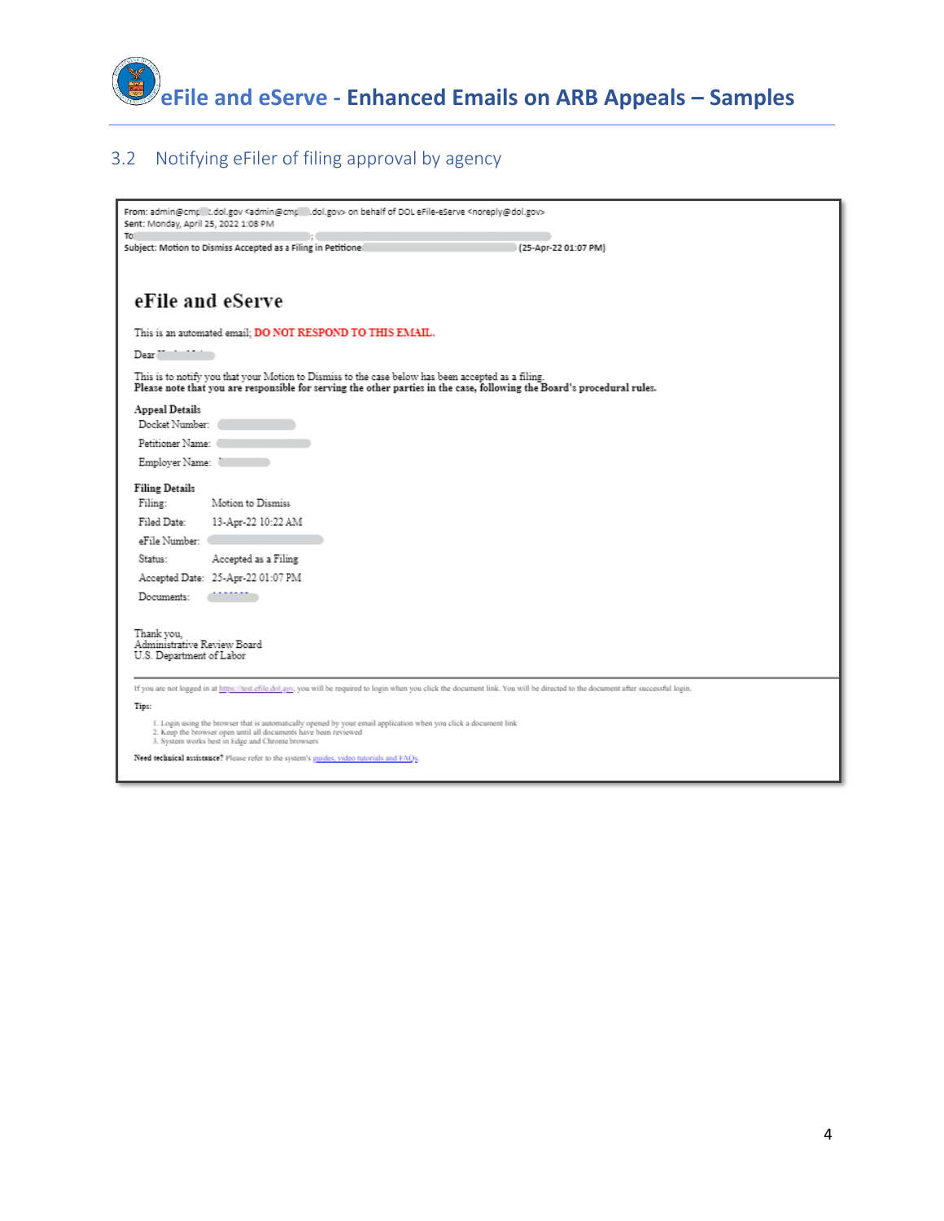## 3.2 Notifying eFiler of filing approval by agency

From: admin@cmp t.dol.gov <admin@cmp .dol.gov> on behalf of DOL eFile-eServe <noreply@dol.gov>
Sent: Monday, April 25, 2022 1:08 PM
To: ;
Subject: Motion to Dismiss Accepted as a Filing in Petitioner (25-Apr-22 01:07 PM)

# eFile and eServe

This is an automated email; **DO NOT RESPOND TO THIS EMAIL.**

Dear

This is to notify you that your Motion to Dismiss to the case below has been accepted as a filing.
**Please note that you are responsible for serving the other parties in the case, following the Board's procedural rules.**

**Appeal Details**

Docket Number:

Petitioner Name:

Employer Name:

**Filing Details**

| | |
|---|---|
| Filing: | Motion to Dismiss |
| Filed Date: | 13-Apr-22 10:22 AM |
| eFile Number: | |
| Status: | Accepted as a Filing |
| Accepted Date: | 25-Apr-22 01:07 PM |
| Documents: | |

Thank you,
Administrative Review Board
U.S. Department of Labor

If you are not logged in at https://test.efile.dol.gov, you will be required to login when you click the document link. You will be directed to the document after successful login.

**Tips:**

1. Login using the browser that is automatically opened by your email application when you click a document link
2. Keep the browser open until all documents have been reviewed
3. System works best in Edge and Chrome browsers

**Need technical assistance?** Please refer to the system's guides, video tutorials and FAQs.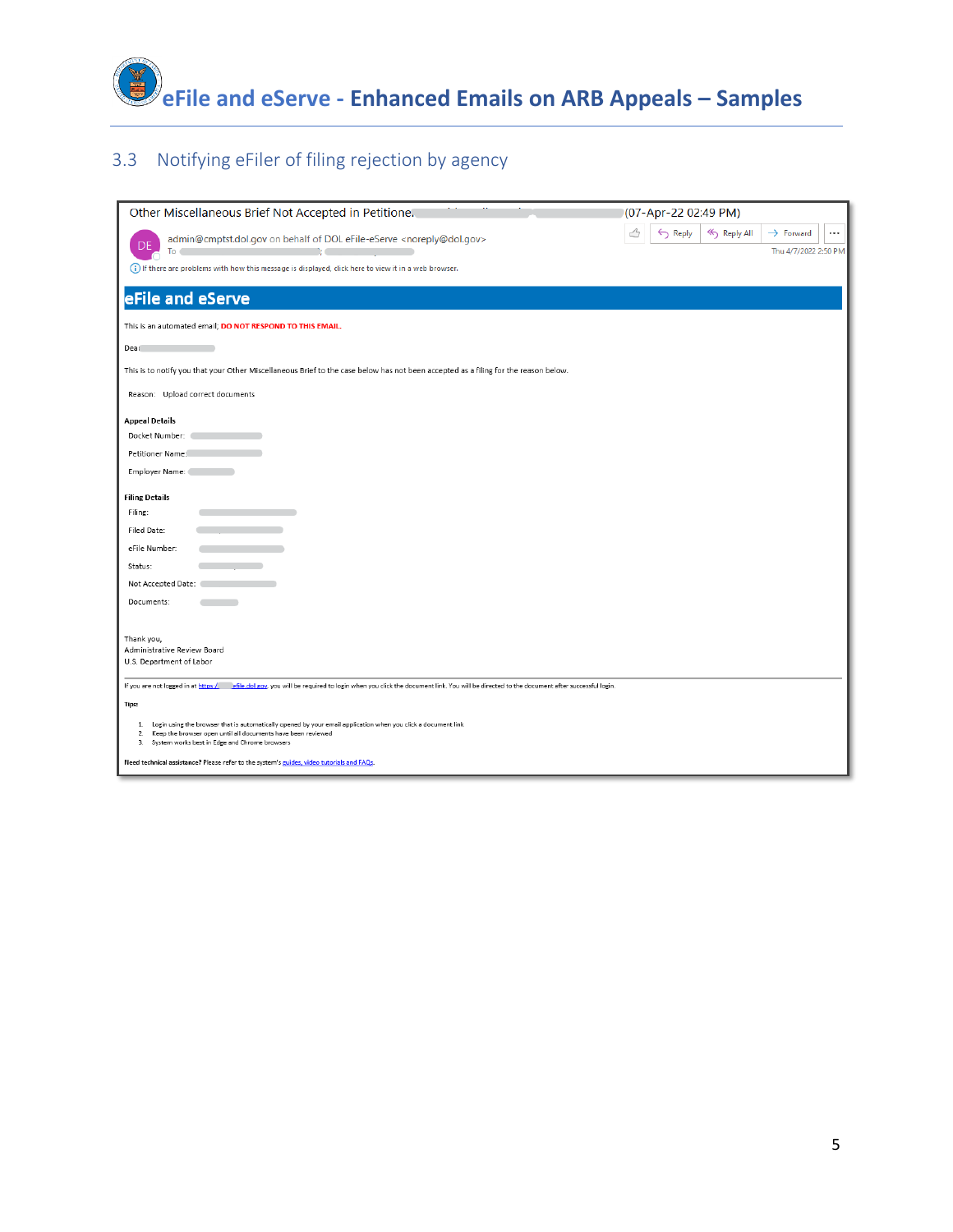## 3.3 Notifying eFiler of filing rejection by agency

Other Miscellaneous Brief Not Accepted in Petitione (07-Apr-22 02:49 PM)

DE admin@cmptst.dol.gov on behalf of DOL eFile-eServe <noreply@dol.gov>

To ;

Reply | Reply All | Forward | ...

Thu 4/7/2022 2:50 PM

If there are problems with how this message is displayed, click here to view it in a web browser.

**eFile and eServe**

This is an automated email; **DO NOT RESPOND TO THIS EMAIL.**

Dear

This is to notify you that your Other Miscellaneous Brief to the case below has not been accepted as a filing for the reason below.

Reason: Upload correct documents

**Appeal Details**

Docket Number:

Petitioner Name:

Employer Name:

**Filing Details**

Filing:

Filed Date:

eFile Number:

Status:

Not Accepted Date:

Documents:

Thank you,
Administrative Review Board
U.S. Department of Labor

---

If you are not logged in at https:// efile.dol.gov, you will be required to login when you click the document link. You will be directed to the document after successful login.

**Tips:**

1. Login using the browser that is automatically opened by your email application when you click a document link
2. Keep the browser open until all documents have been reviewed
3. System works best in Edge and Chrome browsers

**Need technical assistance? Please refer to the system's guides, video tutorials and FAQs.**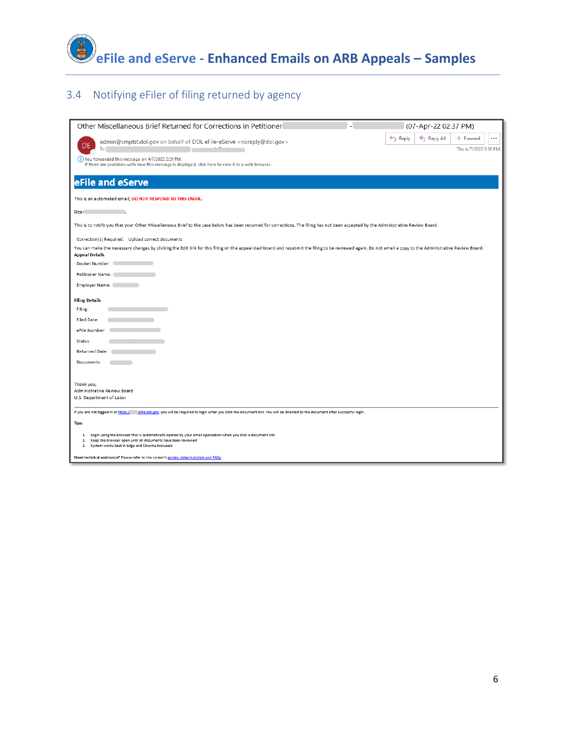## 3.4 Notifying eFiler of filing returned by agency

Other Miscellaneous Brief Returned for Corrections in Petitioner - (07-Apr-22 02:37 PM)

DE admin@cmptst.dol.gov on behalf of DOL eFile-eServe <noreply@dol.gov>

To

Reply | Reply All | Forward | ...

Thu 4/7/2022 2:38 PM

You forwarded this message on 4/7/2022 2:39 PM.
If there are problems with how this message is displayed, click here to view it in a web browser.

**eFile and eServe**

This is an automated email; **DO NOT RESPOND TO THIS EMAIL.**

Dear ,

This is to notify you that your Other Miscellaneous Brief to the case below has been returned for corrections. The filing has not been accepted by the Administrative Review Board.

Correction(s) Required: Upload correct documents

You can make the necessary changes by clicking the Edit link for this filing on the appeal dashboard and resubmit the filing to be reviewed again. Do not email a copy to the Administrative Review Board.

**Appeal Details**

Docket Number:

Petitioner Name:

Employer Name:

**Filing Details**

Filing:

Filed Date:

eFile Number:

Status:

Returned Date:

Documents:

Thank you,
Administrative Review Board
U.S. Department of Labor

---

If you are not logged in at https:// efile.dol.gov, you will be required to login when you click the document link. You will be directed to the document after successful login.

**Tips:**

1. Login using the browser that is automatically opened by your email application when you click a document link
2. Keep the browser open until all documents have been reviewed
3. System works best in Edge and Chrome browsers

Need technical assistance? Please refer to the system's guides, video tutorials and FAQs.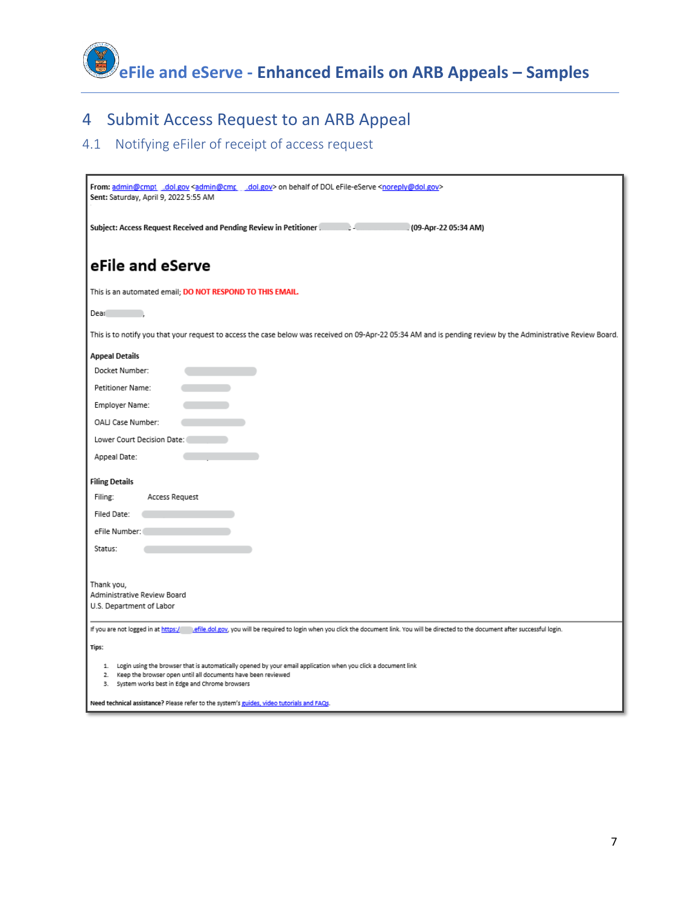# 4 Submit Access Request to an ARB Appeal

## 4.1 Notifying eFiler of receipt of access request

**From:** admin@cmpt .dol.gov <admin@cmp .dol.gov> on behalf of DOL eFile-eServe <noreply@dol.gov>
**Sent:** Saturday, April 9, 2022 5:55 AM

**Subject: Access Request Received and Pending Review in Petitioner - (09-Apr-22 05:34 AM)**

### eFile and eServe

This is an automated email; **DO NOT RESPOND TO THIS EMAIL.**

Dear ,

This is to notify you that your request to access the case below was received on 09-Apr-22 05:34 AM and is pending review by the Administrative Review Board.

**Appeal Details**

Docket Number:

Petitioner Name:

Employer Name:

OALJ Case Number:

Lower Court Decision Date:

Appeal Date:

**Filing Details**

Filing: Access Request

Filed Date:

eFile Number:

Status:

Thank you,
Administrative Review Board
U.S. Department of Labor

If you are not logged in at https:// .efile.dol.gov, you will be required to login when you click the document link. You will be directed to the document after successful login.

**Tips:**

1. Login using the browser that is automatically opened by your email application when you click a document link
2. Keep the browser open until all documents have been reviewed
3. System works best in Edge and Chrome browsers

**Need technical assistance?** Please refer to the system's guides, video tutorials and FAQs.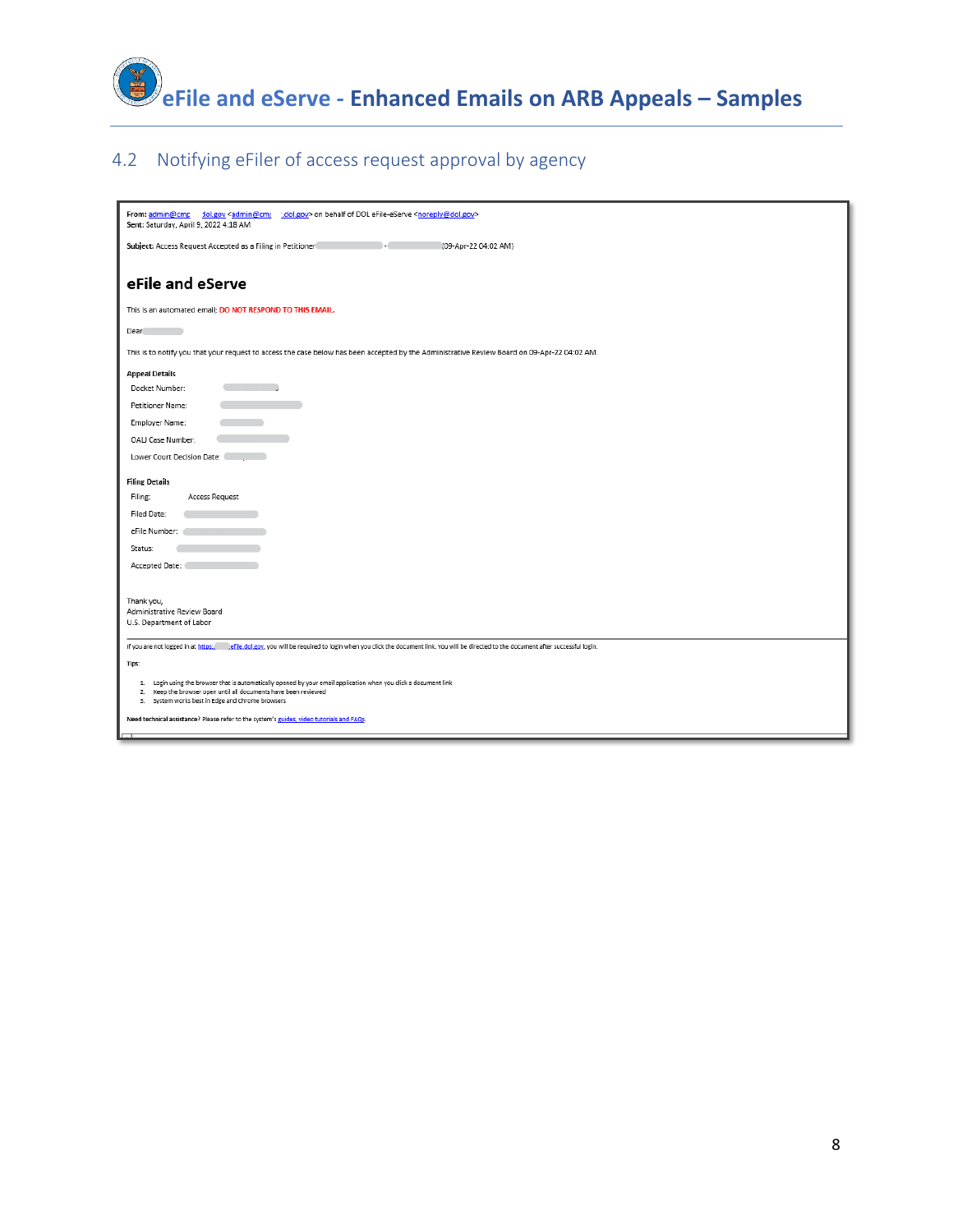## 4.2 Notifying eFiler of access request approval by agency

**From:** admin@cmp dol.gov <admin@cmp .dol.gov> on behalf of DOL eFile-eServe <noreply@dol.gov>
**Sent:** Saturday, April 9, 2022 4:18 AM

**Subject:** Access Request Accepted as a Filing in Petitioner - (09-Apr-22 04:02 AM)

# eFile and eServe

This is an automated email; **DO NOT RESPOND TO THIS EMAIL.**

Dear

This is to notify you that your request to access the case below has been accepted by the Administrative Review Board on 09-Apr-22 04:02 AM.

**Appeal Details**

Docket Number:

Petitioner Name:

Employer Name:

OALJ Case Number:

Lower Court Decision Date:

**Filing Details**

Filing: Access Request

Filed Date:

eFile Number:

Status:

Accepted Date:

Thank you,
Administrative Review Board
U.S. Department of Labor

If you are not logged in at https:// efile.dol.gov, you will be required to login when you click the document link. You will be directed to the document after successful login.

Tips:

1. Login using the browser that is automatically opened by your email application when you click a document link
2. Keep the browser open until all documents have been reviewed
3. System works best in Edge and chrome browsers

**Need technical assistance?** Please refer to the system's guides, video tutorials and FAQs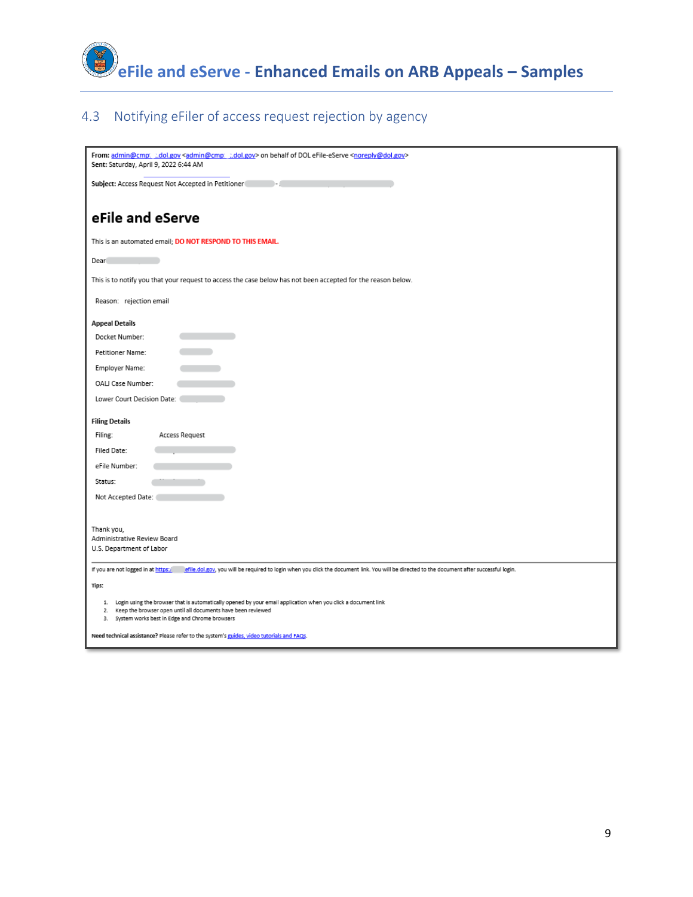## 4.3 Notifying eFiler of access request rejection by agency

**From:** admin@cmp .dol.gov <admin@cmp .dol.gov> on behalf of DOL eFile-eServe <noreply@dol.gov>
**Sent:** Saturday, April 9, 2022 6:44 AM

**Subject:** Access Request Not Accepted in Petitioner -

# eFile and eServe

This is an automated email; **DO NOT RESPOND TO THIS EMAIL.**

Dear

This is to notify you that your request to access the case below has not been accepted for the reason below.

Reason: rejection email

**Appeal Details**

Docket Number:

Petitioner Name:

Employer Name:

OALJ Case Number:

Lower Court Decision Date:

**Filing Details**

Filing: Access Request

Filed Date:

eFile Number:

Status:

Not Accepted Date:

Thank you,
Administrative Review Board
U.S. Department of Labor

---

If you are not logged in at https:// efile.dol.gov, you will be required to login when you click the document link. You will be directed to the document after successful login.

**Tips:**

1. Login using the browser that is automatically opened by your email application when you click a document link
2. Keep the browser open until all documents have been reviewed
3. System works best in Edge and Chrome browsers

**Need technical assistance?** Please refer to the system's guides, video tutorials and FAQs.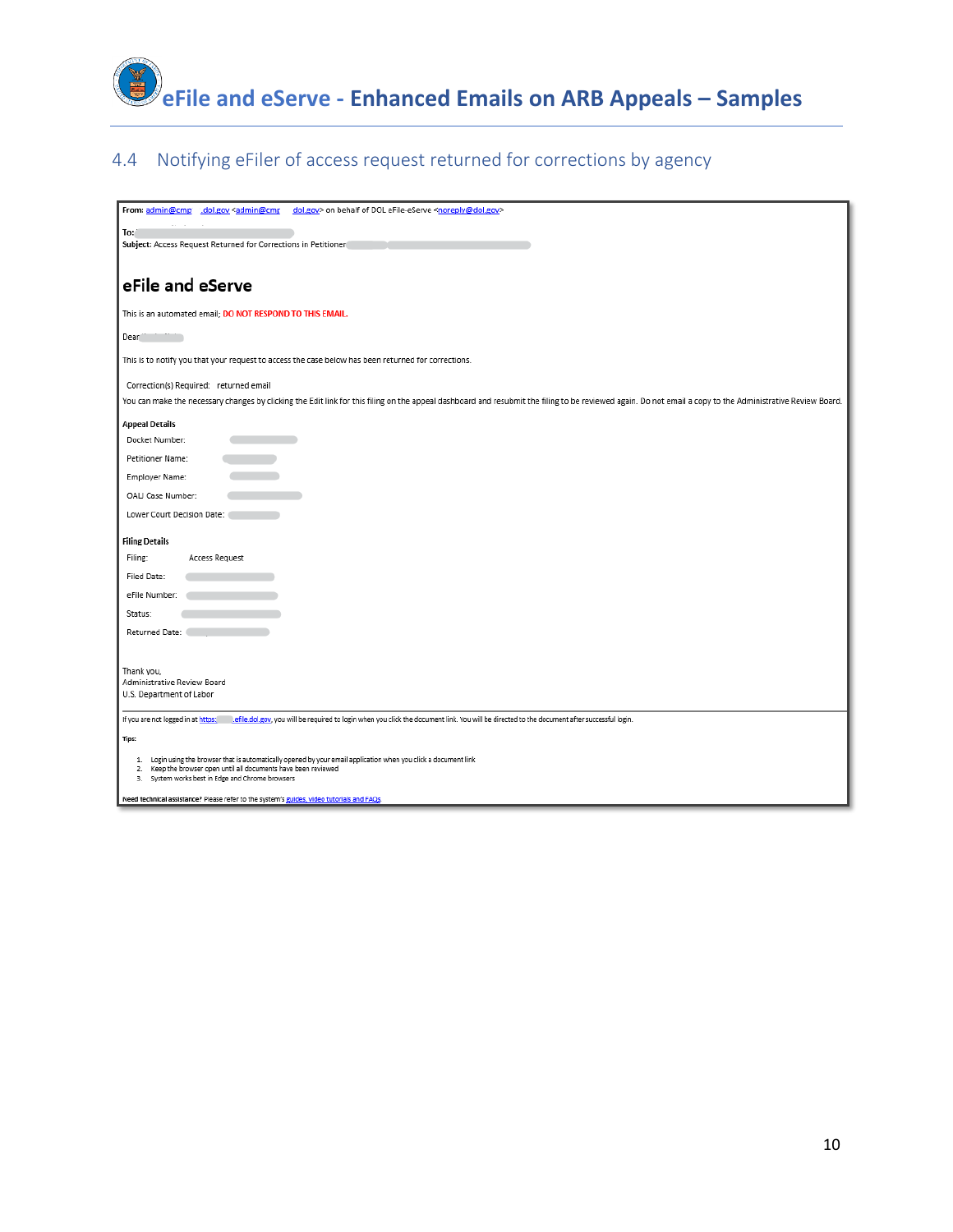## 4.4 Notifying eFiler of access request returned for corrections by agency

**From:** admin@cmp .dol.gov <admin@cmp .dol.gov> on behalf of DOL eFile-eServe <noreply@dol.gov>

**To:**

**Subject:** Access Request Returned for Corrections in Petitioner

# eFile and eServe

This is an automated email; **DO NOT RESPOND TO THIS EMAIL.**

Dear

This is to notify you that your request to access the case below has been returned for corrections.

Correction(s) Required: returned email

You can make the necessary changes by clicking the Edit link for this filing on the appeal dashboard and resubmit the filing to be reviewed again. Do not email a copy to the Administrative Review Board.

**Appeal Details**

Docket Number:

Petitioner Name:

Employer Name:

OALJ Case Number:

Lower Court Decision Date:

**Filing Details**

Filing: Access Request

Filed Date:

eFile Number:

Status:

Returned Date:

Thank you,
Administrative Review Board
U.S. Department of Labor

If you are not logged in at https: .efile.dol.gov, you will be required to login when you click the document link. You will be directed to the document after successful login.

**Tips:**

1. Login using the browser that is automatically opened by your email application when you click a document link
2. Keep the browser open until all documents have been reviewed
3. System works best in Edge and Chrome browsers

**Need technical assistance?** Please refer to the system's guides, video tutorials and FAQs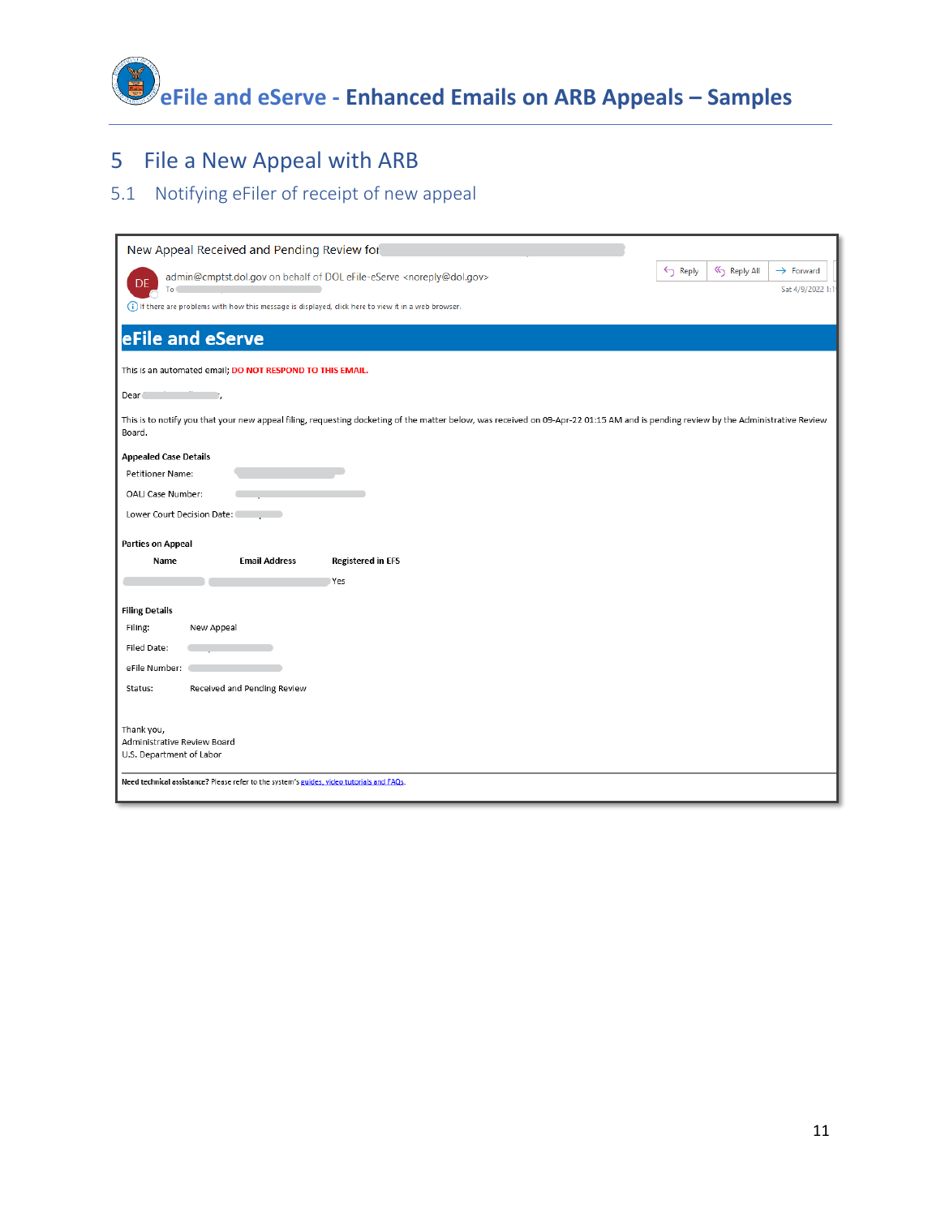## 5 File a New Appeal with ARB

### 5.1 Notifying eFiler of receipt of new appeal

New Appeal Received and Pending Review for

admin@cmptst.dol.gov on behalf of DOL eFile-eServe <noreply@dol.gov>

To

Reply | Reply All | Forward

Sat 4/9/2022 1:1

If there are problems with how this message is displayed, click here to view it in a web browser.

**eFile and eServe**

This is an automated email; **DO NOT RESPOND TO THIS EMAIL.**

Dear ,

This is to notify you that your new appeal filing, requesting docketing of the matter below, was received on 09-Apr-22 01:15 AM and is pending review by the Administrative Review Board.

**Appealed Case Details**

Petitioner Name:

OALJ Case Number:

Lower Court Decision Date:

**Parties on Appeal**

| Name | Email Address | Registered in EFS |
| --- | --- | --- |
| | | Yes |

**Filing Details**

Filing: New Appeal

Filed Date:

eFile Number:

Status: Received and Pending Review

Thank you,
Administrative Review Board
U.S. Department of Labor

**Need technical assistance?** Please refer to the system's guides, video tutorials and FAQs.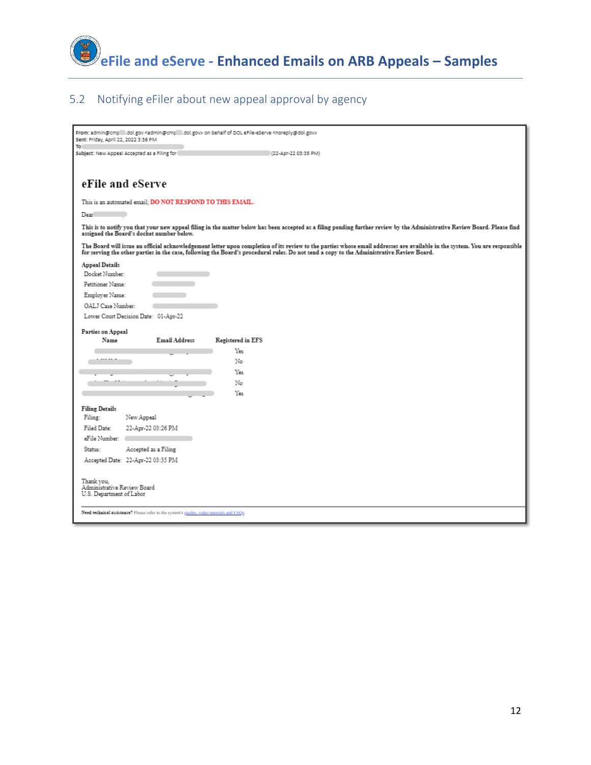## 5.2 Notifying eFiler about new appeal approval by agency

From: admin@cmp .dol.gov <admin@cmp .dol.gov> on behalf of DOL eFile-eServe <noreply@dol.gov>
Sent: Friday, April 22, 2022 3:36 PM
To:
Subject: New Appeal Accepted as a Filing for (22-Apr-22 03:35 PM)

### eFile and eServe

This is an automated email; **DO NOT RESPOND TO THIS EMAIL.**

Dear ,

**This is to notify you that your new appeal filing in the matter below has been accepted as a filing pending further review by the Administrative Review Board. Please find assigned the Board's docket number below.**

**The Board will issue an official acknowledgement letter upon completion of its review to the parties whose email addresses are available in the system. You are responsible for serving the other parties in the case, following the Board's procedural rules. Do not send a copy to the Administrative Review Board.**

**Appeal Details**

| | |
|---|---|
| Docket Number: | |
| Petitioner Name: | |
| Employer Name: | |
| OALJ Case Number: | |
| Lower Court Decision Date: | 01-Apr-22 |

**Parties on Appeal**

| Name | Email Address | Registered in EFS |
|---|---|---|
| | | Yes |
| | | No |
| | | Yes |
| | | No |
| | | Yes |

**Filing Details**

| | |
|---|---|
| Filing: | New Appeal |
| Filed Date: | 22-Apr-22 03:26 PM |
| eFile Number: | |
| Status: | Accepted as a Filing |
| Accepted Date: | 22-Apr-22 03:35 PM |

Thank you,
Administrative Review Board
U.S. Department of Labor

**Need technical assistance?** Please refer to the system's guides, video tutorials and FAQs.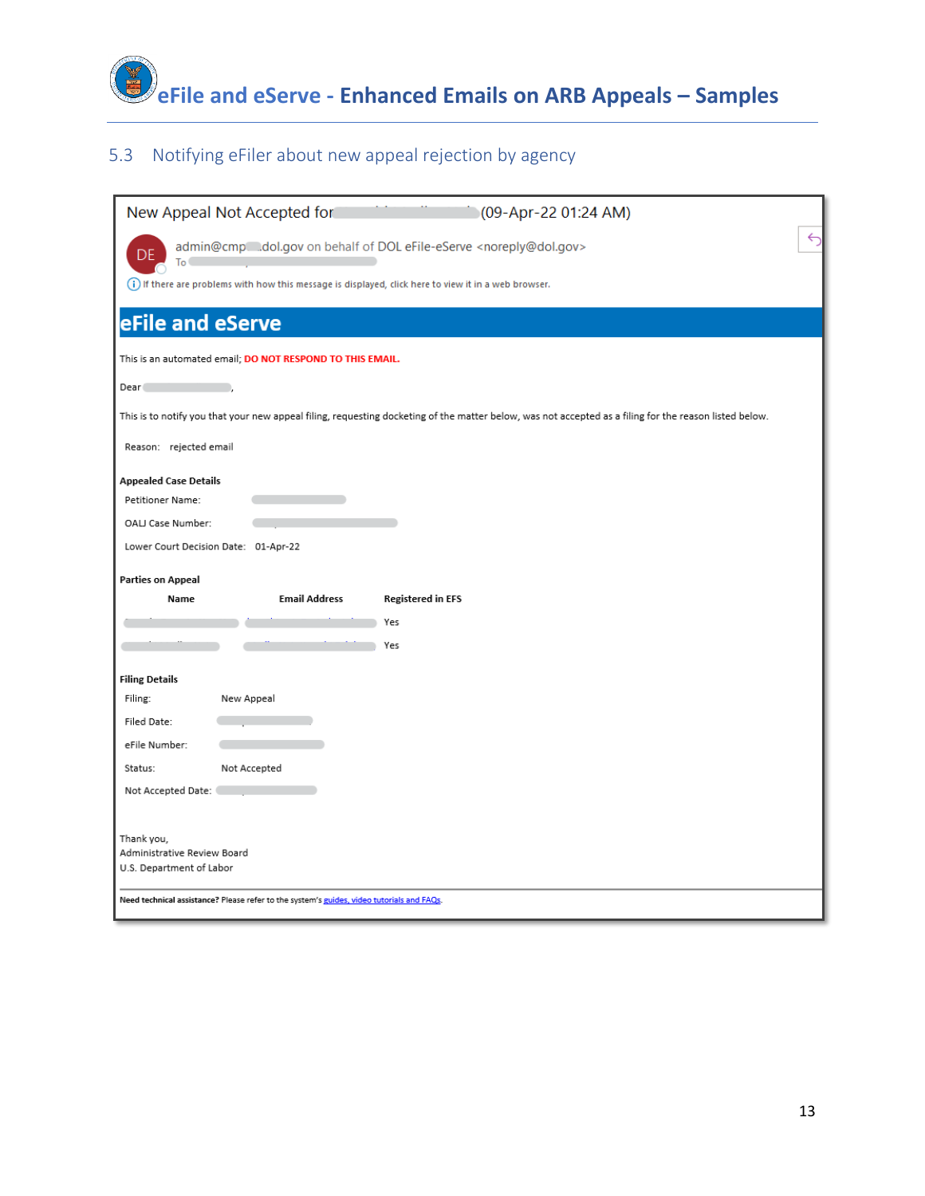## 5.3 Notifying eFiler about new appeal rejection by agency

New Appeal Not Accepted for (09-Apr-22 01:24 AM)

DE admin@cmp dol.gov on behalf of DOL eFile-eServe <noreply@dol.gov>

To

If there are problems with how this message is displayed, click here to view it in a web browser.

# eFile and eServe

This is an automated email; **DO NOT RESPOND TO THIS EMAIL.**

Dear ,

This is to notify you that your new appeal filing, requesting docketing of the matter below, was not accepted as a filing for the reason listed below.

Reason: rejected email

**Appealed Case Details**

Petitioner Name:

OALJ Case Number:

Lower Court Decision Date: 01-Apr-22

**Parties on Appeal**

| Name | Email Address | Registered in EFS |
| --- | --- | --- |
| | | Yes |
| | | Yes |

**Filing Details**

Filing: New Appeal

Filed Date:

eFile Number:

Status: Not Accepted

Not Accepted Date:

Thank you,
Administrative Review Board
U.S. Department of Labor

**Need technical assistance?** Please refer to the system's guides, video tutorials and FAQs.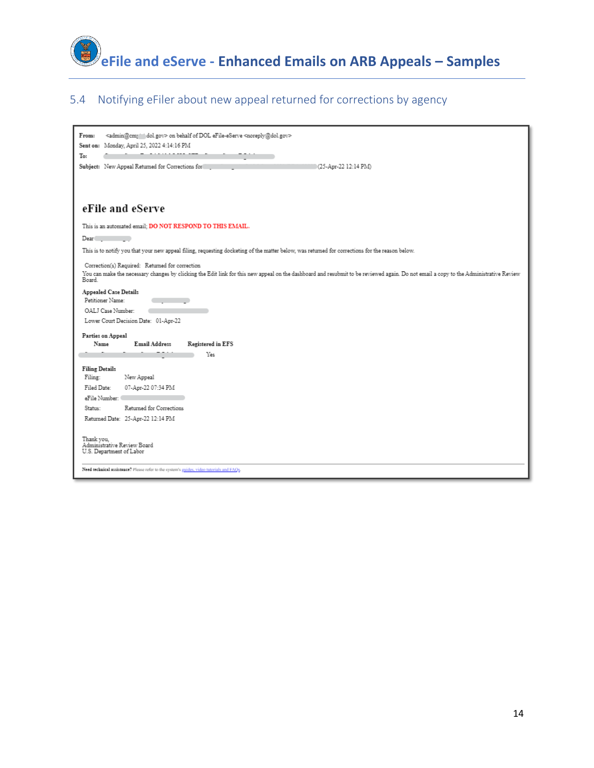## 5.4 Notifying eFiler about new appeal returned for corrections by agency

**From:** <admin@cmp dol.gov> on behalf of DOL eFile-eServe <noreply@dol.gov>
**Sent on:** Monday, April 25, 2022 4:14:16 PM
**To:**
**Subject:** New Appeal Returned for Corrections for (25-Apr-22 12:14 PM)

### eFile and eServe

This is an automated email; **DO NOT RESPOND TO THIS EMAIL.**

Dear

This is to notify you that your new appeal filing, requesting docketing of the matter below, was returned for corrections for the reason below.

Correction(s) Required: Returned for correction

You can make the necessary changes by clicking the Edit link for this new appeal on the dashboard and resubmit to be reviewed again. Do not email a copy to the Administrative Review Board.

**Appealed Case Details**

Petitioner Name:

OALJ Case Number:

Lower Court Decision Date: 01-Apr-22

**Parties on Appeal**

| Name | Email Address | Registered in EFS |
|---|---|---|
| | | Yes |

**Filing Details**

Filing: New Appeal

Filed Date: 07-Apr-22 07:34 PM

eFile Number:

Status: Returned for Corrections

Returned Date: 25-Apr-22 12:14 PM

Thank you,
Administrative Review Board
U.S. Department of Labor

**Need technical assistance?** Please refer to the system's guides, video tutorials and FAQs.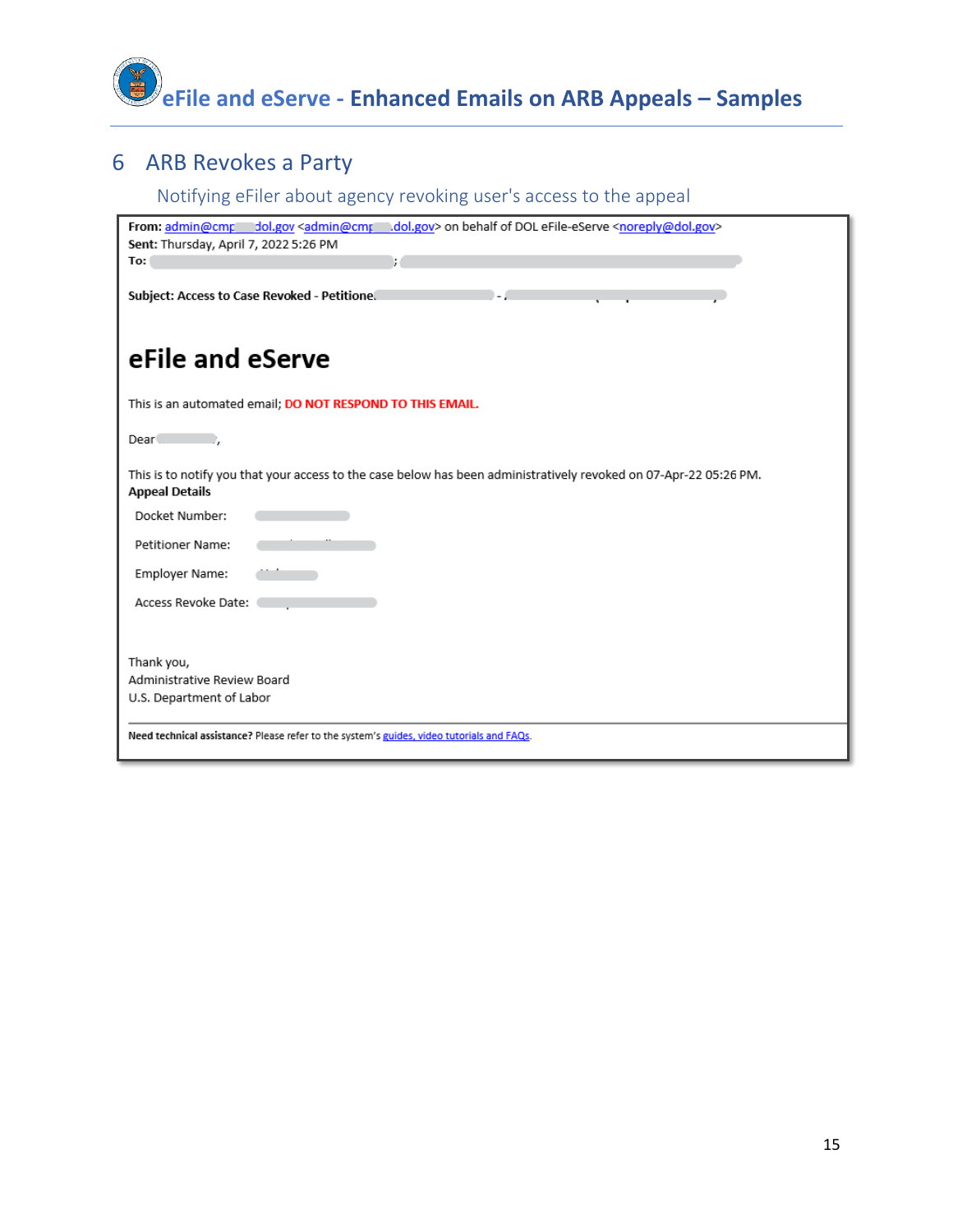## 6 ARB Revokes a Party

### Notifying eFiler about agency revoking user's access to the appeal

**From:** admin@cmp dol.gov <admin@cmp .dol.gov> on behalf of DOL eFile-eServe <noreply@dol.gov>
**Sent:** Thursday, April 7, 2022 5:26 PM
**To:** ;

**Subject: Access to Case Revoked - Petitione -**

# eFile and eServe

This is an automated email; **DO NOT RESPOND TO THIS EMAIL.**

Dear ,

This is to notify you that your access to the case below has been administratively revoked on 07-Apr-22 05:26 PM.

**Appeal Details**

Docket Number:

Petitioner Name:

Employer Name:

Access Revoke Date:

Thank you,
Administrative Review Board
U.S. Department of Labor

**Need technical assistance?** Please refer to the system's guides, video tutorials and FAQs.